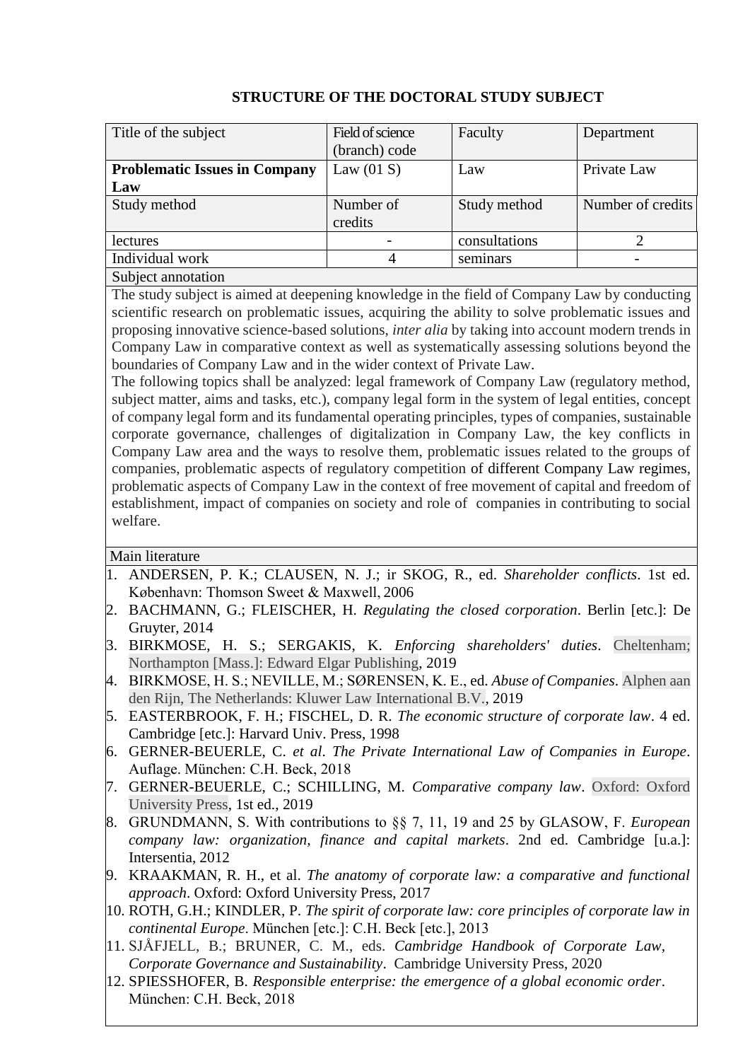**STRUCTURE OF THE DOCTORAL STUDY SUBJECT**

| Title of the subject | Field of science (branch) code | Faculty | Department |
|---|---|---|---|
| **Problematic Issues in Company Law** | Law (01 S) | Law | Private Law |
| Study method | Number of credits | Study method | Number of credits |
| lectures | - | consultations | 2 |
| Individual work | 4 | seminars | - |

Subject annotation

The study subject is aimed at deepening knowledge in the field of Company Law by conducting scientific research on problematic issues, acquiring the ability to solve problematic issues and proposing innovative science-based solutions, *inter alia* by taking into account modern trends in Company Law in comparative context as well as systematically assessing solutions beyond the boundaries of Company Law and in the wider context of Private Law.

The following topics shall be analyzed: legal framework of Company Law (regulatory method, subject matter, aims and tasks, etc.), company legal form in the system of legal entities, concept of company legal form and its fundamental operating principles, types of companies, sustainable corporate governance, challenges of digitalization in Company Law, the key conflicts in Company Law area and the ways to resolve them, problematic issues related to the groups of companies, problematic aspects of regulatory competition of different Company Law regimes, problematic aspects of Company Law in the context of free movement of capital and freedom of establishment, impact of companies on society and role of companies in contributing to social welfare.

Main literature

1. ANDERSEN, P. K.; CLAUSEN, N. J.; ir SKOG, R., ed. *Shareholder conflicts*. 1st ed. København: Thomson Sweet & Maxwell, 2006
2. BACHMANN, G.; FLEISCHER, H. *Regulating the closed corporation*. Berlin [etc.]: De Gruyter, 2014
3. BIRKMOSE, H. S.; SERGAKIS, K. *Enforcing shareholders' duties*. Cheltenham; Northampton [Mass.]: Edward Elgar Publishing, 2019
4. BIRKMOSE, H. S.; NEVILLE, M.; SØRENSEN, K. E., ed. *Abuse of Companies*. Alphen aan den Rijn, The Netherlands: Kluwer Law International B.V., 2019
5. EASTERBROOK, F. H.; FISCHEL, D. R. *The economic structure of corporate law*. 4 ed. Cambridge [etc.]: Harvard Univ. Press, 1998
6. GERNER-BEUERLE, C. *et al*. *The Private International Law of Companies in Europe*. Auflage. München: C.H. Beck, 2018
7. GERNER-BEUERLE, C.; SCHILLING, M. *Comparative company law*. Oxford: Oxford University Press, 1st ed., 2019
8. GRUNDMANN, S. With contributions to §§ 7, 11, 19 and 25 by GLASOW, F. *European company law: organization, finance and capital markets*. 2nd ed. Cambridge [u.a.]: Intersentia, 2012
9. KRAAKMAN, R. H., et al. *The anatomy of corporate law: a comparative and functional approach*. Oxford: Oxford University Press, 2017
10. ROTH, G.H.; KINDLER, P. *The spirit of corporate law: core principles of corporate law in continental Europe*. München [etc.]: C.H. Beck [etc.], 2013
11. SJÅFJELL, B.; BRUNER, C. M., eds. *Cambridge Handbook of Corporate Law, Corporate Governance and Sustainability*. Cambridge University Press, 2020
12. SPIESSHOFER, B. *Responsible enterprise: the emergence of a global economic order*. München: C.H. Beck, 2018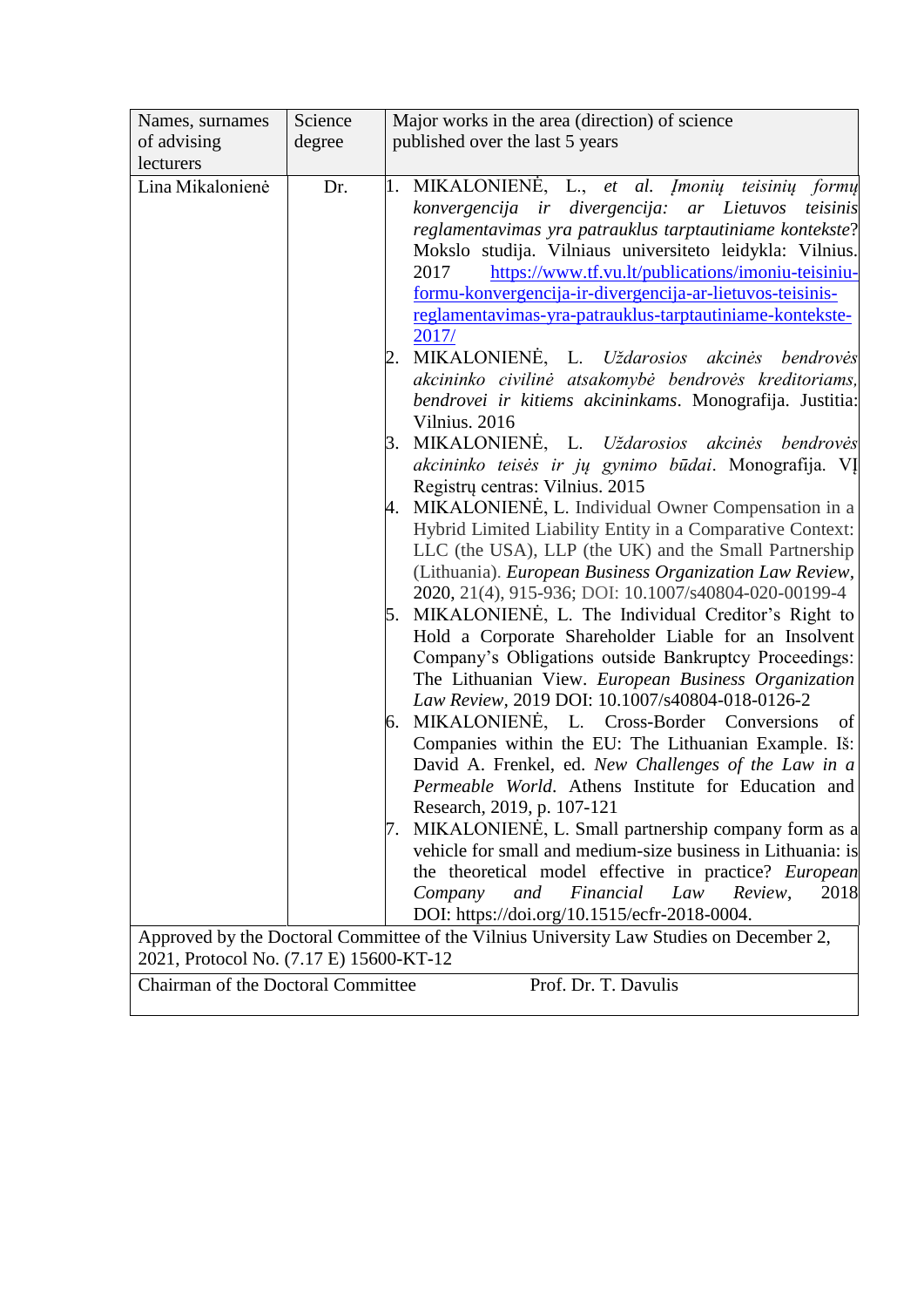| Names, surnames of advising lecturers | Science degree | Major works in the area (direction) of science published over the last 5 years |
|---|---|---|
| Lina Mikalonienė | Dr. | 1. MIKALONIENĖ, L., *et al. Įmonių teisinių formų konvergencija ir divergencija: ar Lietuvos teisinis reglamentavimas yra patrauklus tarptautiniame kontekste*? Mokslo studija. Vilniaus universiteto leidykla: Vilnius. 2017 https://www.tf.vu.lt/publications/imoniu-teisiniu-formu-konvergencija-ir-divergencija-ar-lietuvos-teisinis-reglamentavimas-yra-patrauklus-tarptautiniame-kontekste-2017/<br>2. MIKALONIENĖ, L. *Uždarosios akcinės bendrovės akcininko civilinė atsakomybė bendrovės kreditoriams, bendrovei ir kitiems akcininkams*. Monografija. Justitia: Vilnius. 2016<br>3. MIKALONIENĖ, L. *Uždarosios akcinės bendrovės akcininko teisės ir jų gynimo būdai*. Monografija. VĮ Registrų centras: Vilnius. 2015<br>4. MIKALONIENĖ, L. Individual Owner Compensation in a Hybrid Limited Liability Entity in a Comparative Context: LLC (the USA), LLP (the UK) and the Small Partnership (Lithuania). *European Business Organization Law Review*, 2020, 21(4), 915-936; DOI: 10.1007/s40804-020-00199-4<br>5. MIKALONIENĖ, L. The Individual Creditor's Right to Hold a Corporate Shareholder Liable for an Insolvent Company's Obligations outside Bankruptcy Proceedings: The Lithuanian View. *European Business Organization Law Review*, 2019 DOI: 10.1007/s40804-018-0126-2<br>6. MIKALONIENĖ, L. Cross-Border Conversions of Companies within the EU: The Lithuanian Example. Iš: David A. Frenkel, ed. *New Challenges of the Law in a Permeable World*. Athens Institute for Education and Research, 2019, p. 107-121<br>7. MIKALONIENĖ, L. Small partnership company form as a vehicle for small and medium-size business in Lithuania: is the theoretical model effective in practice? *European Company and Financial Law Review*, 2018 DOI: https://doi.org/10.1515/ecfr-2018-0004. |

Approved by the Doctoral Committee of the Vilnius University Law Studies on December 2, 2021, Protocol No. (7.17 E) 15600-KT-12

Chairman of the Doctoral Committee — Prof. Dr. T. Davulis